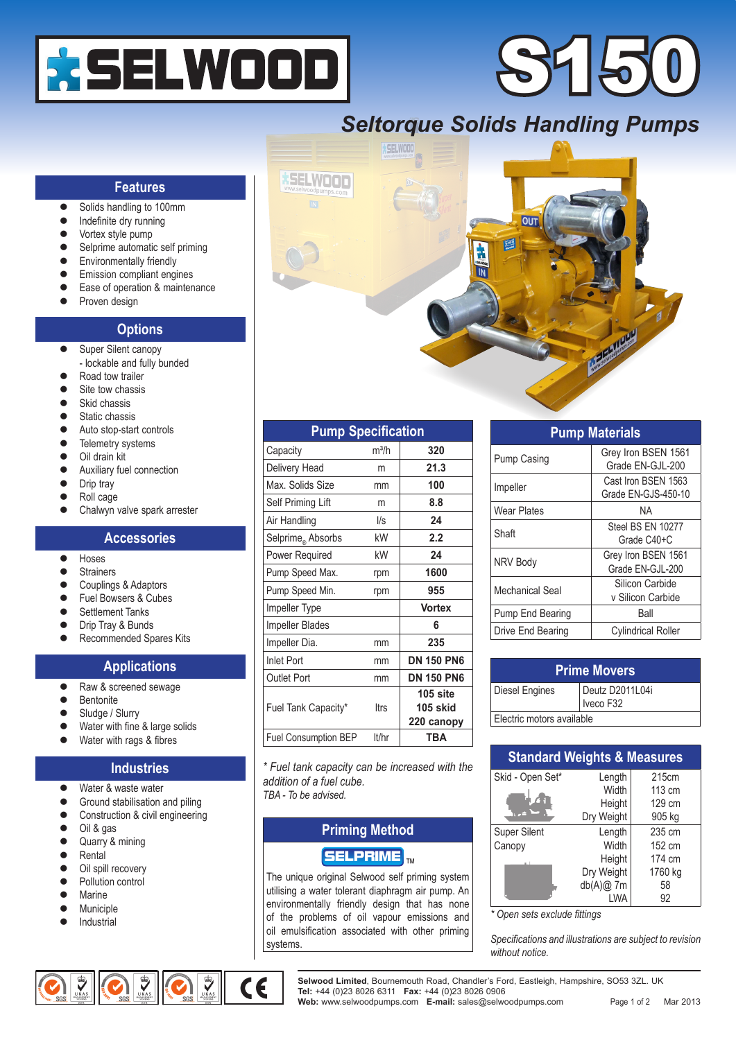# SELWOOD S150

## Seltorque Solids Handling Pumps

### Features

- Solids handling to 100mm
- Indefinite dry running
- Vortex style pump
- Selprime automatic self priming
- Environmentally friendly
- Emission compliant engines
- Ease of operation & maintenance
- Proven design

### Options

- Super Silent canopy
  - lockable and fully bunded
- Road tow trailer
- Site tow chassis
- Skid chassis
- Static chassis
- Auto stop-start controls
- Telemetry systems
- Oil drain kit
- Auxiliary fuel connection
- Drip tray
- Roll cage
- Chalwyn valve spark arrester

### Accessories

- Hoses
- Strainers
- Couplings & Adaptors
- Fuel Bowsers & Cubes
- Settlement Tanks
- Drip Tray & Bunds
- Recommended Spares Kits

### Applications

- Raw & screened sewage
- Bentonite
- Sludge / Slurry
- Water with fine & large solids
- Water with rags & fibres

### Industries

- Water & waste water
- Ground stabilisation and piling
- Construction & civil engineering
- Oil & gas
- Quarry & mining
- Rental
- Oil spill recovery
- Pollution control
- Marine
- Municiple
- Industrial

### Pump Specification

| | | |
|---|---|---|
| Capacity | m³/h | **320** |
| Delivery Head | m | **21.3** |
| Max. Solids Size | mm | **100** |
| Self Priming Lift | m | **8.8** |
| Air Handling | l/s | **24** |
| Selprime® Absorbs | kW | **2.2** |
| Power Required | kW | **24** |
| Pump Speed Max. | rpm | **1600** |
| Pump Speed Min. | rpm | **955** |
| Impeller Type | | **Vortex** |
| Impeller Blades | | **6** |
| Impeller Dia. | mm | **235** |
| Inlet Port | mm | **DN 150 PN6** |
| Outlet Port | mm | **DN 150 PN6** |
| Fuel Tank Capacity* | ltrs | **105 site<br>105 skid<br>220 canopy** |
| Fuel Consumption BEP | lt/hr | **TBA** |

*\* Fuel tank capacity can be increased with the addition of a fuel cube.*
*TBA - To be advised.*

### Priming Method

**SELPRIME**™

The unique original Selwood self priming system utilising a water tolerant diaphragm air pump. An environmentally friendly design that has none of the problems of oil vapour emissions and oil emulsification associated with other priming systems.

### Pump Materials

| | |
|---|---|
| Pump Casing | Grey Iron BSEN 1561 Grade EN-GJL-200 |
| Impeller | Cast Iron BSEN 1563 Grade EN-GJS-450-10 |
| Wear Plates | NA |
| Shaft | Steel BS EN 10277 Grade C40+C |
| NRV Body | Grey Iron BSEN 1561 Grade EN-GJL-200 |
| Mechanical Seal | Silicon Carbide v Silicon Carbide |
| Pump End Bearing | Ball |
| Drive End Bearing | Cylindrical Roller |

### Prime Movers

| | |
|---|---|
| Diesel Engines | Deutz D2011L04i<br>Iveco F32 |
| Electric motors available | |

### Standard Weights & Measures

| | | |
|---|---|---|
| Skid - Open Set* | Length | 215cm |
| | Width | 113 cm |
| | Height | 129 cm |
| | Dry Weight | 905 kg |
| Super Silent Canopy | Length | 235 cm |
| | Width | 152 cm |
| | Height | 174 cm |
| | Dry Weight | 1760 kg |
| | db(A)@ 7m | 58 |
| | LWA | 92 |

*\* Open sets exclude fittings*

*Specifications and illustrations are subject to revision without notice.*

**Selwood Limited**, Bournemouth Road, Chandler's Ford, Eastleigh, Hampshire, SO53 3ZL. UK
**Tel:** +44 (0)23 8026 6311 **Fax:** +44 (0)23 8026 0906
**Web:** www.selwoodpumps.com **E-mail:** sales@selwoodpumps.com

Mar 2013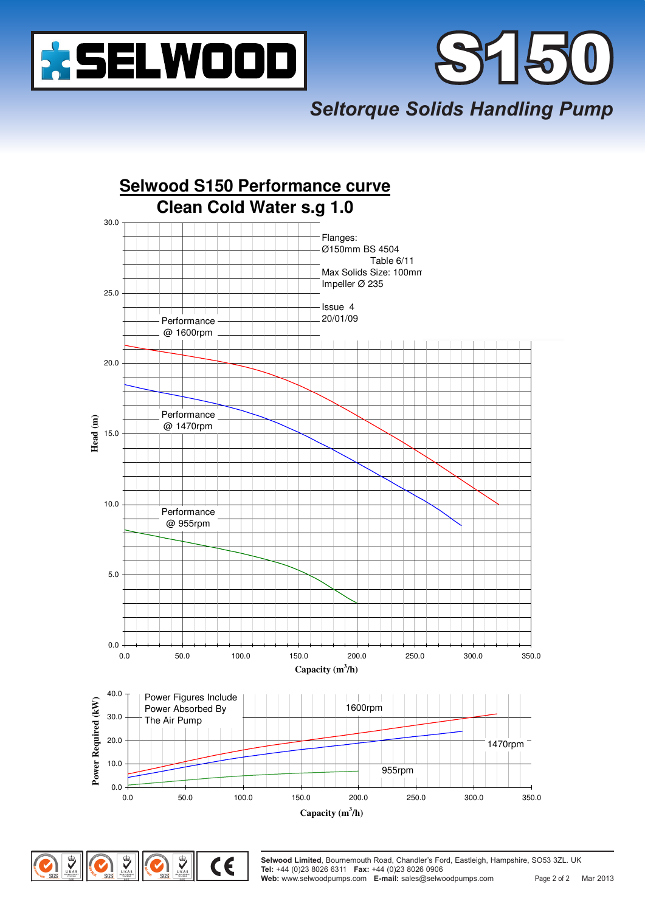# SELWOOD

# S150

*Seltorque Solids Handling Pump*

## Selwood S150 Performance curve

**Clean Cold Water s.g 1.0**

Flanges:
Ø150mm BS 4504
Table 6/11
Max Solids Size: 100mm
Impeller Ø 235

Issue 4
20/01/09

Performance @ 1600rpm

Performance @ 1470rpm

Performance @ 955rpm

Head (m)

30.0
25.0
20.0
15.0
10.0
5.0
0.0

0.0 50.0 100.0 150.0 200.0 250.0 300.0 350.0

Capacity ($m^3/h$)

Power Figures Include
Power Absorbed By
The Air Pump

1600rpm

1470rpm

955rpm

Power Required (kW)

40.0
30.0
20.0
10.0
0.0

0.0 50.0 100.0 150.0 200.0 250.0 300.0 350.0

Capacity ($m^3/h$)

**Selwood Limited**, Bournemouth Road, Chandler's Ford, Eastleigh, Hampshire, SO53 3ZL. UK
**Tel:** +44 (0)23 8026 6311 **Fax:** +44 (0)23 8026 0906
**Web:** www.selwoodpumps.com **E-mail:** sales@selwoodpumps.com

Mar 2013